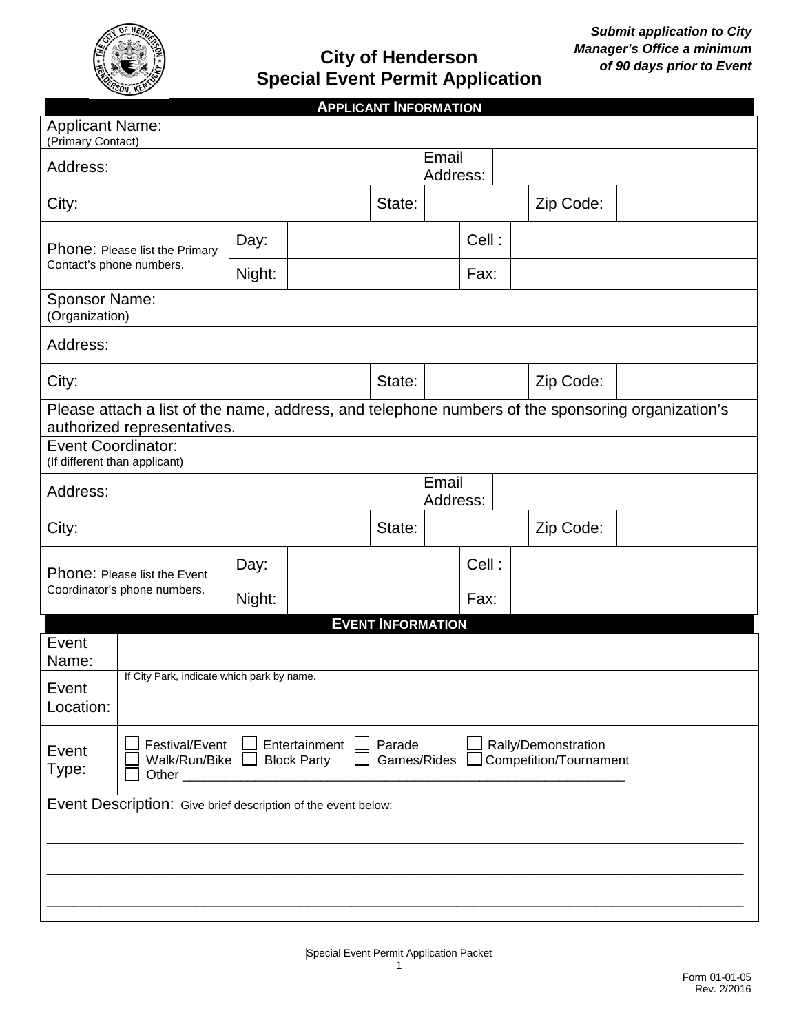***Submit application to City Manager's Office a minimum of 90 days prior to Event***

# City of Henderson
# Special Event Permit Application

## APPLICANT INFORMATION

| | | | | | | | |
|---|---|---|---|---|---|---|---|
| Applicant Name: (Primary Contact) | | | | | | | |
| Address: | | | | Email Address: | | | |
| City: | | State: | | | | Zip Code: | |
| Phone: Please list the Primary Contact's phone numbers. | Day: | | | Cell : | | | |
| | Night: | | | Fax: | | | |
| Sponsor Name: (Organization) | | | | | | | |
| Address: | | | | | | | |
| City: | | State: | | | | Zip Code: | |

Please attach a list of the name, address, and telephone numbers of the sponsoring organization's authorized representatives.

| | | | | | | | |
|---|---|---|---|---|---|---|---|
| Event Coordinator: (If different than applicant) | | | | | | | |
| Address: | | | | Email Address: | | | |
| City: | | State: | | | | Zip Code: | |
| Phone: Please list the Event Coordinator's phone numbers. | Day: | | | Cell : | | | |
| | Night: | | | Fax: | | | |

## EVENT INFORMATION

| | |
|---|---|
| Event Name: | |
| Event Location: | If City Park, indicate which park by name. |
| Event Type: | ☐ Festival/Event ☐ Entertainment ☐ Parade ☐ Rally/Demonstration<br>☐ Walk/Run/Bike ☐ Block Party ☐ Games/Rides ☐ Competition/Tournament<br>☐ Other ____________________________________________________________ |

Event Description: Give brief description of the event below:

________________________________________________________________________________

________________________________________________________________________________

________________________________________________________________________________

Special Event Permit Application Packet

Form 01-01-05
Rev. 2/2016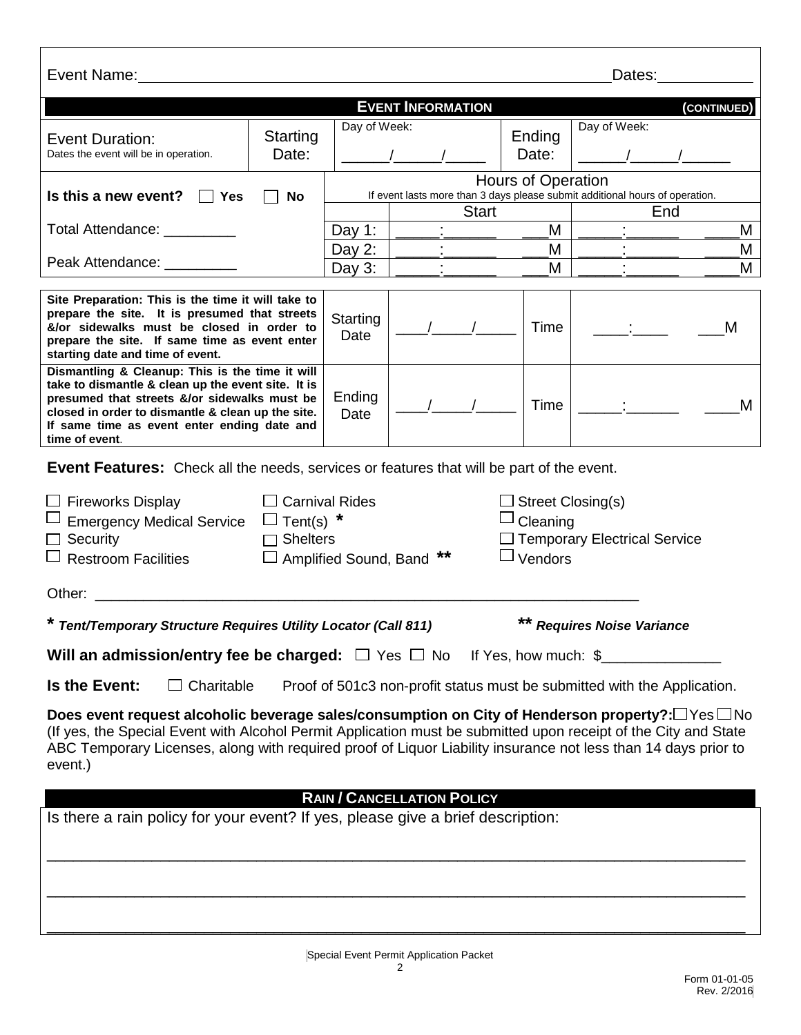Event Name: ______________________________________________________ Dates: ___________

## EVENT INFORMATION (CONTINUED)

| Event Duration: Dates the event will be in operation. | Starting Date: | Day of Week: ______/______/_____ | Ending Date: | Day of Week: ______/______/______ |
|---|---|---|---|---|

| Is this a new event? ☐ Yes ☐ No | Hours of Operation (If event lasts more than 3 days please submit additional hours of operation.) | | |
|---|---|---|---|
| | | Start | End |
| Total Attendance: _________ | Day 1: | _____:______ ___M | _____:______ ____M |
| | Day 2: | _____:______ ___M | _____:______ ____M |
| Peak Attendance: _________ | Day 3: | _____:______ ___M | _____:______ ____M |

| | | | | |
|---|---|---|---|---|
| **Site Preparation: This is the time it will take to prepare the site. It is presumed that streets &/or sidewalks must be closed in order to prepare the site. If same time as event enter starting date and time of event.** | Starting Date | ____/_____/_____ | Time | ____:____ ___M |
| **Dismantling & Cleanup: This is the time it will take to dismantle & clean up the event site. It is presumed that streets &/or sidewalks must be closed in order to dismantle & clean up the site. If same time as event enter ending date and time of event.** | Ending Date | ____/_____/_____ | Time | _____:______ ____M |

**Event Features:** Check all the needs, services or features that will be part of the event.

☐ Fireworks Display ☐ Carnival Rides ☐ Street Closing(s)
☐ Emergency Medical Service ☐ Tent(s) * ☐ Cleaning
☐ Security ☐ Shelters ☐ Temporary Electrical Service
☐ Restroom Facilities ☐ Amplified Sound, Band ** ☐ Vendors

Other: ____________________________________________________________________

***** ***Tent/Temporary Structure Requires Utility Locator (Call 811)*** ****** ***Requires Noise Variance***

**Will an admission/entry fee be charged:** ☐ Yes ☐ No If Yes, how much: $_______________

**Is the Event:** ☐ Charitable Proof of 501c3 non-profit status must be submitted with the Application.

**Does event request alcoholic beverage sales/consumption on City of Henderson property?:** ☐ Yes ☐ No (If yes, the Special Event with Alcohol Permit Application must be submitted upon receipt of the City and State ABC Temporary Licenses, along with required proof of Liquor Liability insurance not less than 14 days prior to event.)

## RAIN / CANCELLATION POLICY

Is there a rain policy for your event? If yes, please give a brief description:

_______________________________________________________________________________

_______________________________________________________________________________

_______________________________________________________________________________

Form 01-01-05
Rev. 2/2016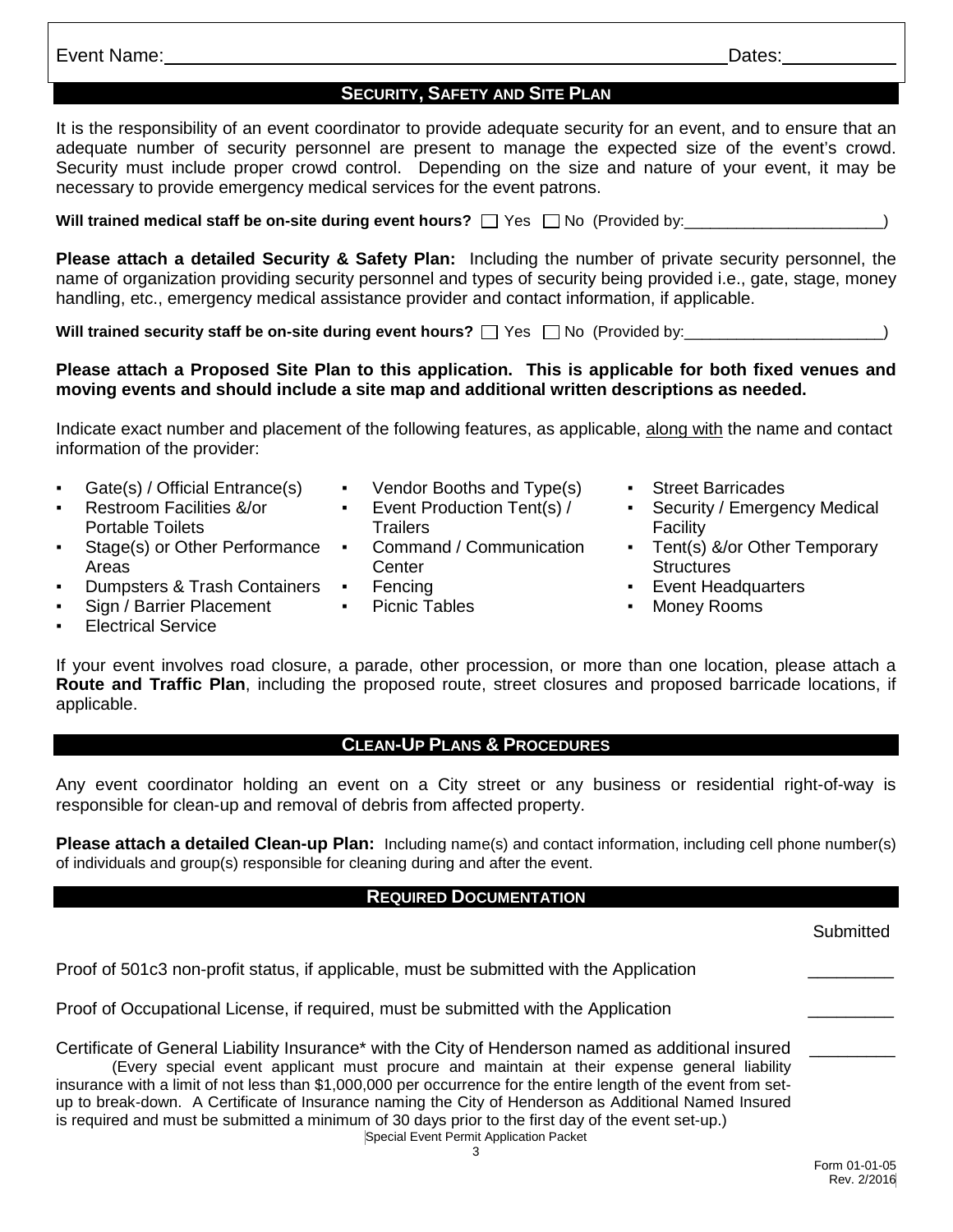Event Name: ______________________________ Dates: __________

## SECURITY, SAFETY AND SITE PLAN

It is the responsibility of an event coordinator to provide adequate security for an event, and to ensure that an adequate number of security personnel are present to manage the expected size of the event's crowd. Security must include proper crowd control. Depending on the size and nature of your event, it may be necessary to provide emergency medical services for the event patrons.

**Will trained medical staff be on-site during event hours?** ☐ Yes ☐ No (Provided by:______________________)

**Please attach a detailed Security & Safety Plan:** Including the number of private security personnel, the name of organization providing security personnel and types of security being provided i.e., gate, stage, money handling, etc., emergency medical assistance provider and contact information, if applicable.

**Will trained security staff be on-site during event hours?** ☐ Yes ☐ No (Provided by:______________________)

**Please attach a Proposed Site Plan to this application. This is applicable for both fixed venues and moving events and should include a site map and additional written descriptions as needed.**

Indicate exact number and placement of the following features, as applicable, along with the name and contact information of the provider:

- Gate(s) / Official Entrance(s)
- Restroom Facilities &/or Portable Toilets
- Stage(s) or Other Performance Areas
- Dumpsters & Trash Containers
- Sign / Barrier Placement
- Electrical Service
- Vendor Booths and Type(s)
- Event Production Tent(s) / Trailers
- Command / Communication Center
- Fencing
- Picnic Tables
- Street Barricades
- Security / Emergency Medical Facility
- Tent(s) &/or Other Temporary Structures
- Event Headquarters
- Money Rooms

If your event involves road closure, a parade, other procession, or more than one location, please attach a **Route and Traffic Plan**, including the proposed route, street closures and proposed barricade locations, if applicable.

## CLEAN-UP PLANS & PROCEDURES

Any event coordinator holding an event on a City street or any business or residential right-of-way is responsible for clean-up and removal of debris from affected property.

**Please attach a detailed Clean-up Plan:** Including name(s) and contact information, including cell phone number(s) of individuals and group(s) responsible for cleaning during and after the event.

## REQUIRED DOCUMENTATION

| | Submitted |
|---|---|
| Proof of 501c3 non-profit status, if applicable, must be submitted with the Application | _________ |
| Proof of Occupational License, if required, must be submitted with the Application | _________ |
| Certificate of General Liability Insurance* with the City of Henderson named as additional insured (Every special event applicant must procure and maintain at their expense general liability insurance with a limit of not less than $1,000,000 per occurrence for the entire length of the event from set-up to break-down. A Certificate of Insurance naming the City of Henderson as Additional Named Insured is required and must be submitted a minimum of 30 days prior to the first day of the event set-up.) | _________ |

Form 01-01-05
Rev. 2/2016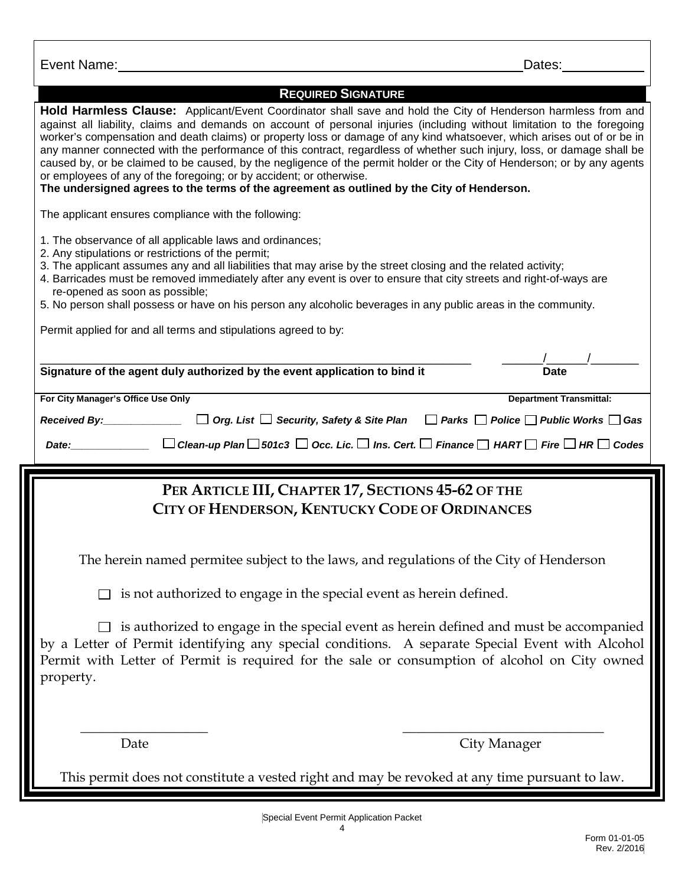Event Name:______________________________________________ Dates:__________

## REQUIRED SIGNATURE

**Hold Harmless Clause:** Applicant/Event Coordinator shall save and hold the City of Henderson harmless from and against all liability, claims and demands on account of personal injuries (including without limitation to the foregoing worker's compensation and death claims) or property loss or damage of any kind whatsoever, which arises out of or be in any manner connected with the performance of this contract, regardless of whether such injury, loss, or damage shall be caused by, or be claimed to be caused, by the negligence of the permit holder or the City of Henderson; or by any agents or employees of any of the foregoing; or by accident; or otherwise.
**The undersigned agrees to the terms of the agreement as outlined by the City of Henderson.**

The applicant ensures compliance with the following:

1. The observance of all applicable laws and ordinances;
2. Any stipulations or restrictions of the permit;
3. The applicant assumes any and all liabilities that may arise by the street closing and the related activity;
4. Barricades must be removed immediately after any event is over to ensure that city streets and right-of-ways are re-opened as soon as possible;
5. No person shall possess or have on his person any alcoholic beverages in any public areas in the community.

Permit applied for and all terms and stipulations agreed to by:

_____________________________________________________________ ______/______/_______

**Signature of the agent duly authorized by the event application to bind it** **Date**

**For City Manager's Office Use Only** **Department Transmittal:**

***Received By:_____________*** ☐ ***Org. List*** ☐ ***Security, Safety & Site Plan*** ☐ ***Parks*** ☐ ***Police*** ☐ ***Public Works*** ☐ ***Gas***

***Date:_____________*** ☐ ***Clean-up Plan*** ☐ ***501c3*** ☐ ***Occ. Lic.*** ☐ ***Ins. Cert.*** ☐ ***Finance*** ☐ ***HART*** ☐ ***Fire*** ☐ ***HR*** ☐ ***Codes***

## PER ARTICLE III, CHAPTER 17, SECTIONS 45-62 OF THE CITY OF HENDERSON, KENTUCKY CODE OF ORDINANCES

The herein named permitee subject to the laws, and regulations of the City of Henderson

☐ is not authorized to engage in the special event as herein defined.

☐ is authorized to engage in the special event as herein defined and must be accompanied by a Letter of Permit identifying any special conditions. A separate Special Event with Alcohol Permit with Letter of Permit is required for the sale or consumption of alcohol on City owned property.

__________________ ____________________________

Date City Manager

This permit does not constitute a vested right and may be revoked at any time pursuant to law.

Form 01-01-05
Rev. 2/2016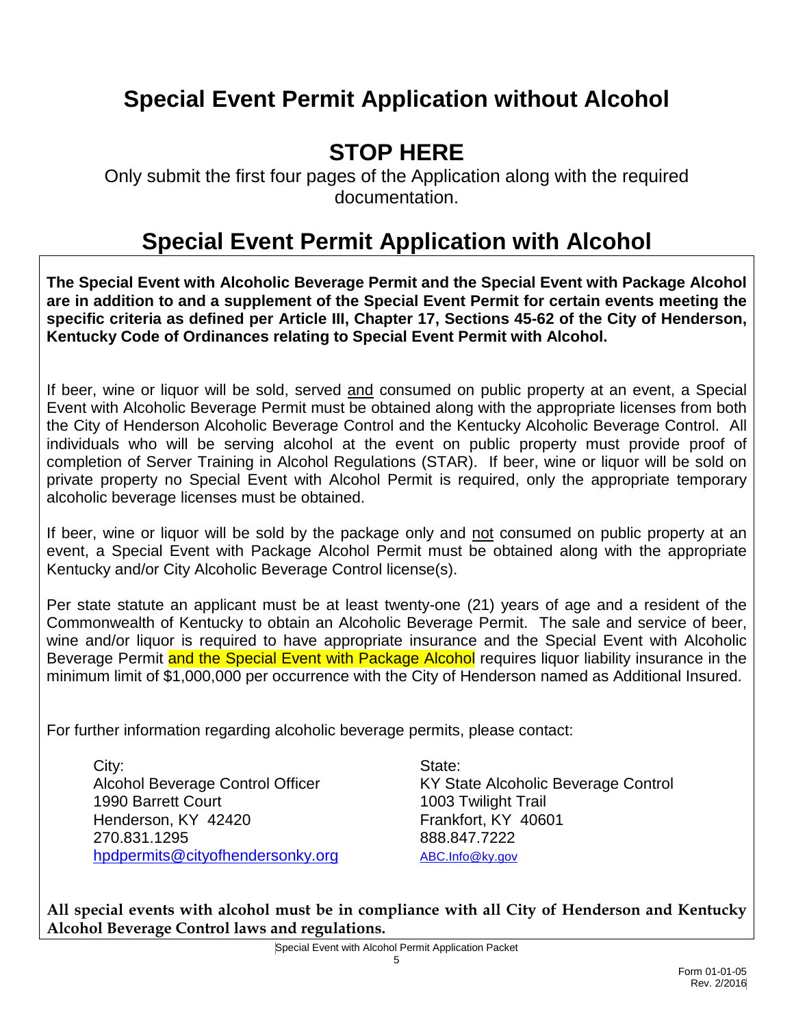# Special Event Permit Application without Alcohol

## STOP HERE

Only submit the first four pages of the Application along with the required documentation.

# Special Event Permit Application with Alcohol

**The Special Event with Alcoholic Beverage Permit and the Special Event with Package Alcohol are in addition to and a supplement of the Special Event Permit for certain events meeting the specific criteria as defined per Article III, Chapter 17, Sections 45-62 of the City of Henderson, Kentucky Code of Ordinances relating to Special Event Permit with Alcohol.**

If beer, wine or liquor will be sold, served and consumed on public property at an event, a Special Event with Alcoholic Beverage Permit must be obtained along with the appropriate licenses from both the City of Henderson Alcoholic Beverage Control and the Kentucky Alcoholic Beverage Control. All individuals who will be serving alcohol at the event on public property must provide proof of completion of Server Training in Alcohol Regulations (STAR). If beer, wine or liquor will be sold on private property no Special Event with Alcohol Permit is required, only the appropriate temporary alcoholic beverage licenses must be obtained.

If beer, wine or liquor will be sold by the package only and not consumed on public property at an event, a Special Event with Package Alcohol Permit must be obtained along with the appropriate Kentucky and/or City Alcoholic Beverage Control license(s).

Per state statute an applicant must be at least twenty-one (21) years of age and a resident of the Commonwealth of Kentucky to obtain an Alcoholic Beverage Permit. The sale and service of beer, wine and/or liquor is required to have appropriate insurance and the Special Event with Alcoholic Beverage Permit and the Special Event with Package Alcohol requires liquor liability insurance in the minimum limit of $1,000,000 per occurrence with the City of Henderson named as Additional Insured.

For further information regarding alcoholic beverage permits, please contact:

City:
Alcohol Beverage Control Officer
1990 Barrett Court
Henderson, KY 42420
270.831.1295
hpdpermits@cityofhendersonky.org

State:
KY State Alcoholic Beverage Control
1003 Twilight Trail
Frankfort, KY 40601
888.847.7222
ABC.Info@ky.gov

**All special events with alcohol must be in compliance with all City of Henderson and Kentucky Alcohol Beverage Control laws and regulations.**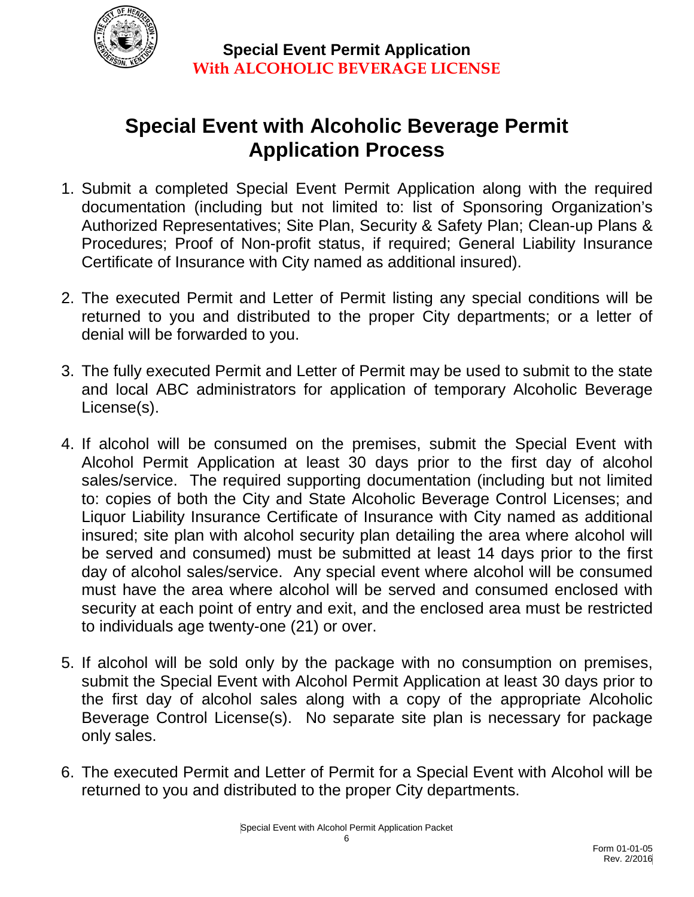**Special Event Permit Application**
**With ALCOHOLIC BEVERAGE LICENSE**

# Special Event with Alcoholic Beverage Permit Application Process

1. Submit a completed Special Event Permit Application along with the required documentation (including but not limited to: list of Sponsoring Organization's Authorized Representatives; Site Plan, Security & Safety Plan; Clean-up Plans & Procedures; Proof of Non-profit status, if required; General Liability Insurance Certificate of Insurance with City named as additional insured).

2. The executed Permit and Letter of Permit listing any special conditions will be returned to you and distributed to the proper City departments; or a letter of denial will be forwarded to you.

3. The fully executed Permit and Letter of Permit may be used to submit to the state and local ABC administrators for application of temporary Alcoholic Beverage License(s).

4. If alcohol will be consumed on the premises, submit the Special Event with Alcohol Permit Application at least 30 days prior to the first day of alcohol sales/service. The required supporting documentation (including but not limited to: copies of both the City and State Alcoholic Beverage Control Licenses; and Liquor Liability Insurance Certificate of Insurance with City named as additional insured; site plan with alcohol security plan detailing the area where alcohol will be served and consumed) must be submitted at least 14 days prior to the first day of alcohol sales/service. Any special event where alcohol will be consumed must have the area where alcohol will be served and consumed enclosed with security at each point of entry and exit, and the enclosed area must be restricted to individuals age twenty-one (21) or over.

5. If alcohol will be sold only by the package with no consumption on premises, submit the Special Event with Alcohol Permit Application at least 30 days prior to the first day of alcohol sales along with a copy of the appropriate Alcoholic Beverage Control License(s). No separate site plan is necessary for package only sales.

6. The executed Permit and Letter of Permit for a Special Event with Alcohol will be returned to you and distributed to the proper City departments.

Form 01-01-05
Rev. 2/2016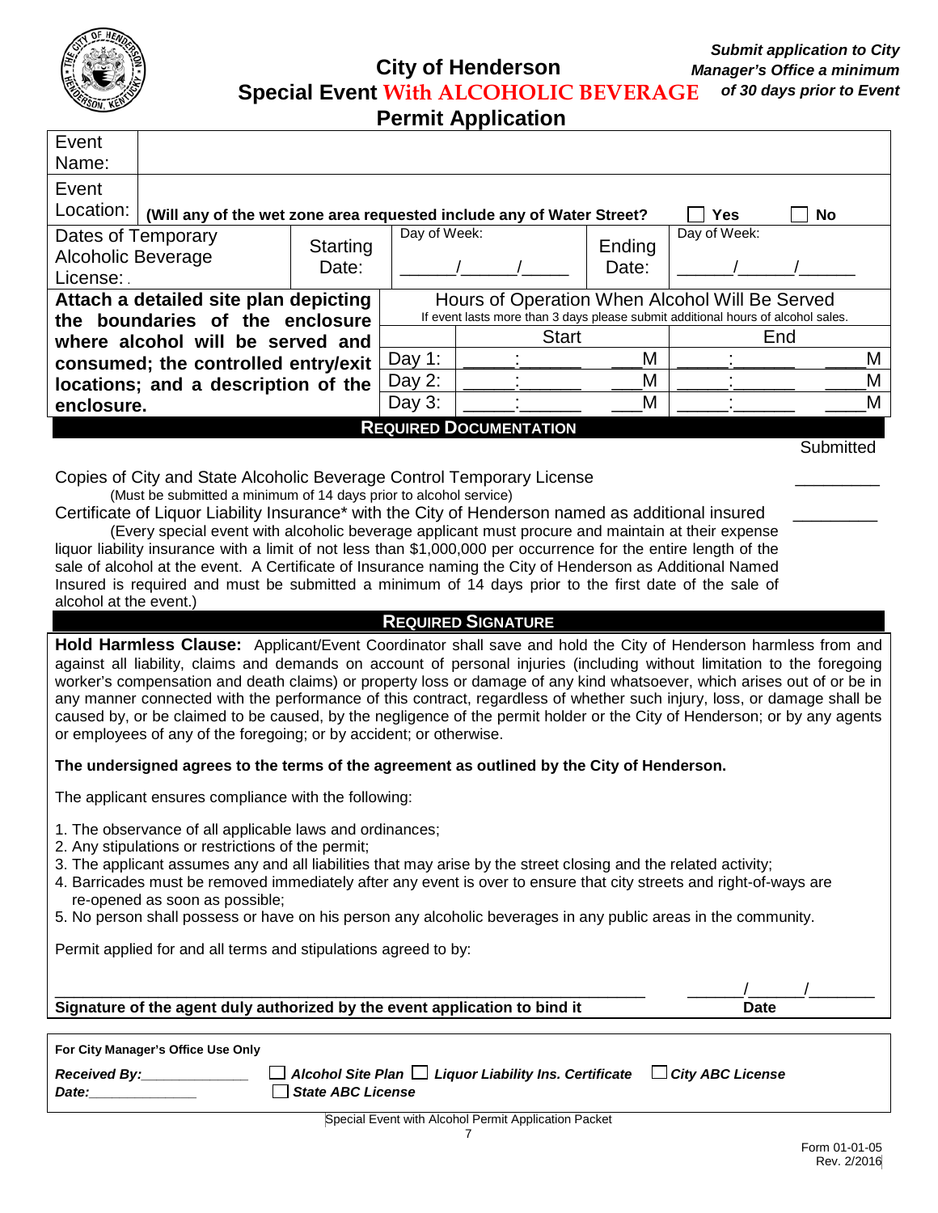*Submit application to City Manager's Office a minimum of 30 days prior to Event*

# City of Henderson
# Special Event With ALCOHOLIC BEVERAGE Permit Application

| Event Name: | | | | | |
|---|---|---|---|---|---|
| Event Location: | (Will any of the wet zone area requested include any of Water Street? ☐ Yes ☐ No) | | | | |
| Dates of Temporary Alcoholic Beverage License: | Starting Date: | Day of Week: ______/______/_____ | Ending Date: | Day of Week: ______/______/______ | |

**Attach a detailed site plan depicting the boundaries of the enclosure where alcohol will be served and consumed; the controlled entry/exit locations; and a description of the enclosure.**

Hours of Operation When Alcohol Will Be Served
If event lasts more than 3 days please submit additional hours of alcohol sales.

| | Start | End |
|---|---|---|
| Day 1: | _____:______ ___M | _____:______ ____M |
| Day 2: | _____:______ ___M | _____:______ ____M |
| Day 3: | _____:______ ___M | _____:______ ____M |

## REQUIRED DOCUMENTATION

Submitted

Copies of City and State Alcoholic Beverage Control Temporary License _________
(Must be submitted a minimum of 14 days prior to alcohol service)

Certificate of Liquor Liability Insurance* with the City of Henderson named as additional insured _________
(Every special event with alcoholic beverage applicant must procure and maintain at their expense liquor liability insurance with a limit of not less than $1,000,000 per occurrence for the entire length of the sale of alcohol at the event. A Certificate of Insurance naming the City of Henderson as Additional Named Insured is required and must be submitted a minimum of 14 days prior to the first date of the sale of alcohol at the event.)

## REQUIRED SIGNATURE

**Hold Harmless Clause:** Applicant/Event Coordinator shall save and hold the City of Henderson harmless from and against all liability, claims and demands on account of personal injuries (including without limitation to the foregoing worker's compensation and death claims) or property loss or damage of any kind whatsoever, which arises out of or be in any manner connected with the performance of this contract, regardless of whether such injury, loss, or damage shall be caused by, or be claimed to be caused, by the negligence of the permit holder or the City of Henderson; or by any agents or employees of any of the foregoing; or by accident; or otherwise.

**The undersigned agrees to the terms of the agreement as outlined by the City of Henderson.**

The applicant ensures compliance with the following:

1. The observance of all applicable laws and ordinances;
2. Any stipulations or restrictions of the permit;
3. The applicant assumes any and all liabilities that may arise by the street closing and the related activity;
4. Barricades must be removed immediately after any event is over to ensure that city streets and right-of-ways are re-opened as soon as possible;
5. No person shall possess or have on his person any alcoholic beverages in any public areas in the community.

Permit applied for and all terms and stipulations agreed to by:

_____________________________________________________________ ______/______/_______
**Signature of the agent duly authorized by the event application to bind it** **Date**

**For City Manager's Office Use Only**

*Received By:*______________ ☐ *Alcohol Site Plan* ☐ *Liquor Liability Ins. Certificate* ☐ *City ABC License*
*Date:*______________ ☐ *State ABC License*

Special Event with Alcohol Permit Application Packet

Form 01-01-05
Rev. 2/2016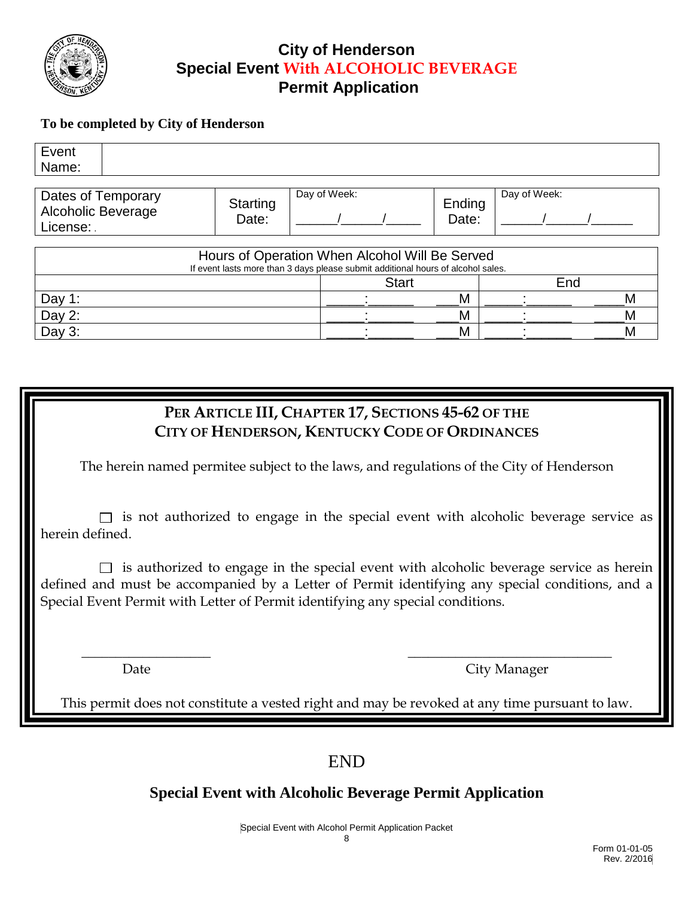# City of Henderson
# Special Event With ALCOHOLIC BEVERAGE
# Permit Application

**To be completed by City of Henderson**

| Event Name: | |
|---|---|

| Dates of Temporary Alcoholic Beverage License: | Starting Date: | Day of Week: _____/_____/_____ | Ending Date: | Day of Week: _____/_____/_____ |
|---|---|---|---|---|

| Hours of Operation When Alcohol Will Be Served<br>If event lasts more than 3 days please submit additional hours of alcohol sales. | | |
|---|---|---|
| | Start | End |
| Day 1: | _____:_____ ___M | _____:_____ ____M |
| Day 2: | _____:_____ ___M | _____:_____ ____M |
| Day 3: | _____:_____ ___M | _____:_____ ____M |

## PER ARTICLE III, CHAPTER 17, SECTIONS 45-62 OF THE CITY OF HENDERSON, KENTUCKY CODE OF ORDINANCES

The herein named permitee subject to the laws, and regulations of the City of Henderson

☐ is not authorized to engage in the special event with alcoholic beverage service as herein defined.

☐ is authorized to engage in the special event with alcoholic beverage service as herein defined and must be accompanied by a Letter of Permit identifying any special conditions, and a Special Event Permit with Letter of Permit identifying any special conditions.

___________________ Date

______________________________ City Manager

This permit does not constitute a vested right and may be revoked at any time pursuant to law.

END

**Special Event with Alcoholic Beverage Permit Application**

Form 01-01-05
Rev. 2/2016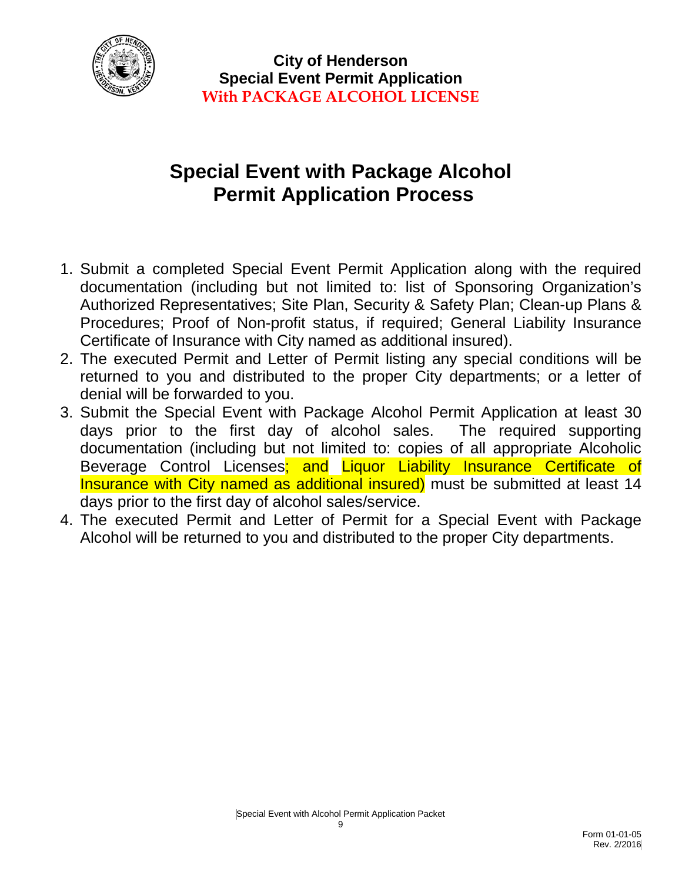**City of Henderson**
**Special Event Permit Application**
**With PACKAGE ALCOHOL LICENSE**

# Special Event with Package Alcohol Permit Application Process

1. Submit a completed Special Event Permit Application along with the required documentation (including but not limited to: list of Sponsoring Organization's Authorized Representatives; Site Plan, Security & Safety Plan; Clean-up Plans & Procedures; Proof of Non-profit status, if required; General Liability Insurance Certificate of Insurance with City named as additional insured).
2. The executed Permit and Letter of Permit listing any special conditions will be returned to you and distributed to the proper City departments; or a letter of denial will be forwarded to you.
3. Submit the Special Event with Package Alcohol Permit Application at least 30 days prior to the first day of alcohol sales. The required supporting documentation (including but not limited to: copies of all appropriate Alcoholic Beverage Control Licenses; and Liquor Liability Insurance Certificate of Insurance with City named as additional insured) must be submitted at least 14 days prior to the first day of alcohol sales/service.
4. The executed Permit and Letter of Permit for a Special Event with Package Alcohol will be returned to you and distributed to the proper City departments.

Form 01-01-05
Rev. 2/2016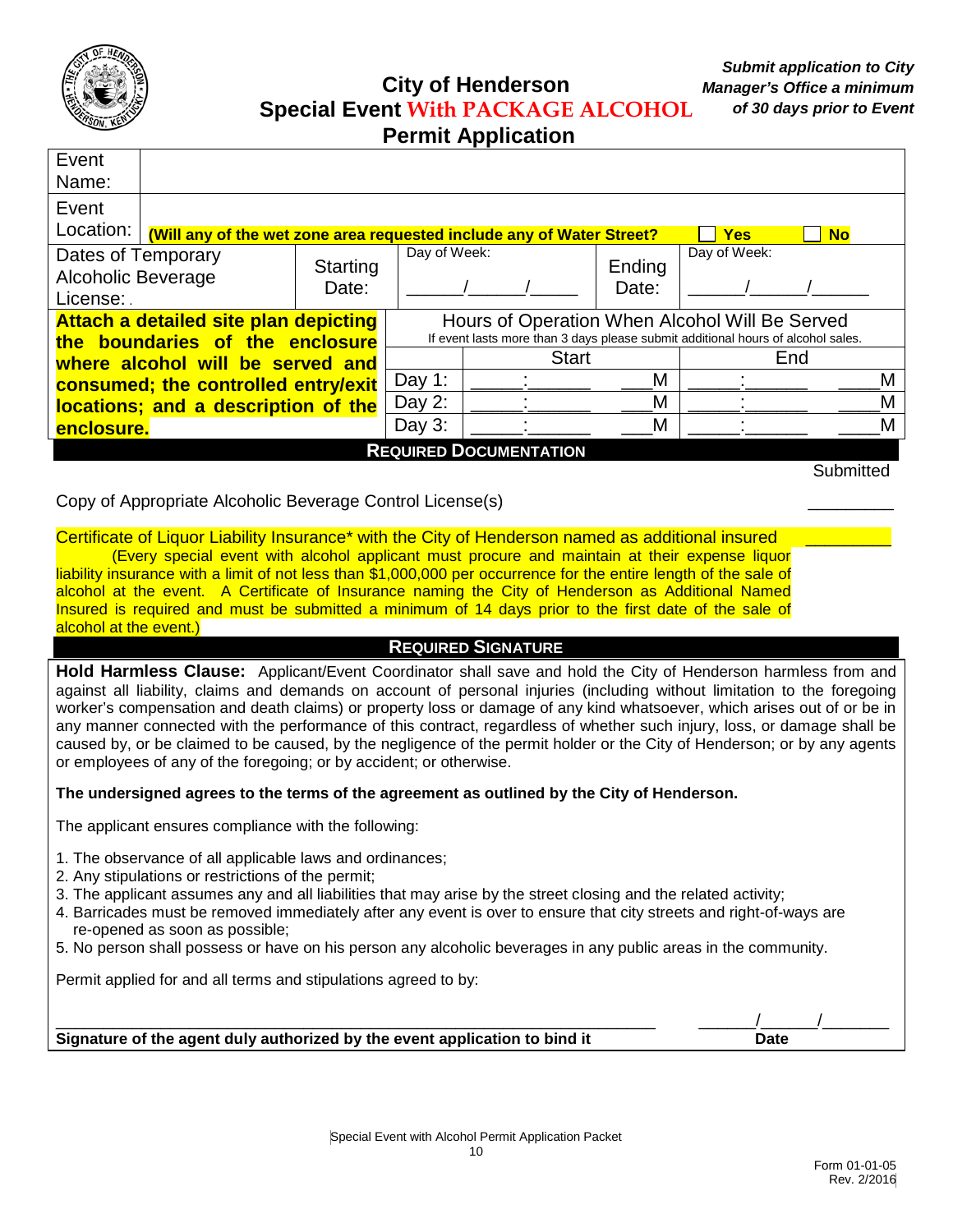# City of Henderson Special Event With PACKAGE ALCOHOL Permit Application

***Submit application to City Manager's Office a minimum of 30 days prior to Event***

| | | | | | |
|---|---|---|---|---|---|
| Event Name: | | | | | |
| Event Location: | **(Will any of the wet zone area requested include any of Water Street? ☐ Yes ☐ No** | | | | |
| Dates of Temporary Alcoholic Beverage License: | Starting Date: | Day of Week: ______/______/_____ | Ending Date: | Day of Week: ______/______/______ | |

**Attach a detailed site plan depicting the boundaries of the enclosure where alcohol will be served and consumed; the controlled entry/exit locations; and a description of the enclosure.**

**Hours of Operation When Alcohol Will Be Served**

If event lasts more than 3 days please submit additional hours of alcohol sales.

| | Start | End |
|---|---|---|
| Day 1: | _____:______ ___M | _____:______ ____M |
| Day 2: | _____:______ ___M | _____:______ ____M |
| Day 3: | _____:______ ___M | _____:______ ____M |

## REQUIRED DOCUMENTATION

| | Submitted |
|---|---|
| Copy of Appropriate Alcoholic Beverage Control License(s) | _________ |
| Certificate of Liquor Liability Insurance* with the City of Henderson named as additional insured | _________ |

(Every special event with alcohol applicant must procure and maintain at their expense liquor liability insurance with a limit of not less than $1,000,000 per occurrence for the entire length of the sale of alcohol at the event. A Certificate of Insurance naming the City of Henderson as Additional Named Insured is required and must be submitted a minimum of 14 days prior to the first date of the sale of alcohol at the event.)

## REQUIRED SIGNATURE

**Hold Harmless Clause:** Applicant/Event Coordinator shall save and hold the City of Henderson harmless from and against all liability, claims and demands on account of personal injuries (including without limitation to the foregoing worker's compensation and death claims) or property loss or damage of any kind whatsoever, which arises out of or be in any manner connected with the performance of this contract, regardless of whether such injury, loss, or damage shall be caused by, or be claimed to be caused, by the negligence of the permit holder or the City of Henderson; or by any agents or employees of any of the foregoing; or by accident; or otherwise.

**The undersigned agrees to the terms of the agreement as outlined by the City of Henderson.**

The applicant ensures compliance with the following:

1. The observance of all applicable laws and ordinances;
2. Any stipulations or restrictions of the permit;
3. The applicant assumes any and all liabilities that may arise by the street closing and the related activity;
4. Barricades must be removed immediately after any event is over to ensure that city streets and right-of-ways are re-opened as soon as possible;
5. No person shall possess or have on his person any alcoholic beverages in any public areas in the community.

Permit applied for and all terms and stipulations agreed to by:

_____________________________________________________________ ______/______/_______

**Signature of the agent duly authorized by the event application to bind it** **Date**

Special Event with Alcohol Permit Application Packet

Form 01-01-05
Rev. 2/2016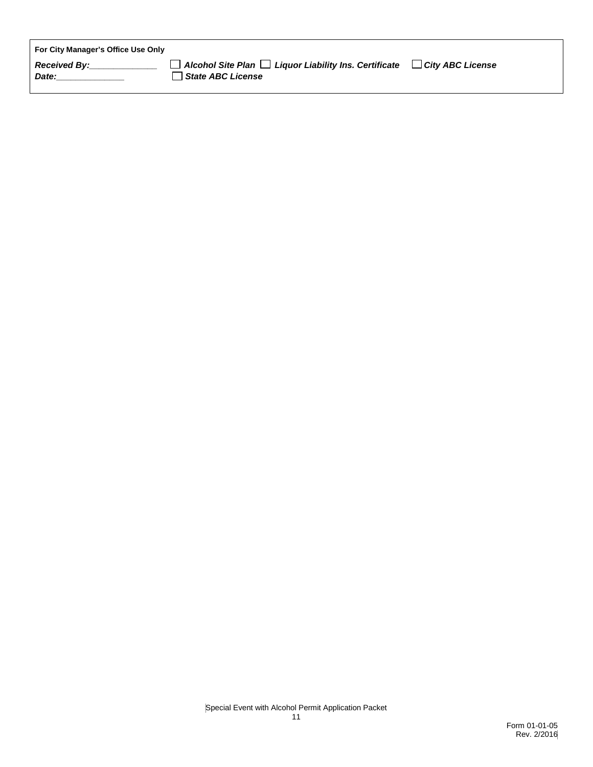**For City Manager's Office Use Only**

*Received By:_____________* ☐ ***Alcohol Site Plan*** ☐ ***Liquor Liability Ins. Certificate*** ☐ ***City ABC License***

*Date:_____________* ☐ ***State ABC License***

Special Event with Alcohol Permit Application Packet

Form 01-01-05
Rev. 2/2016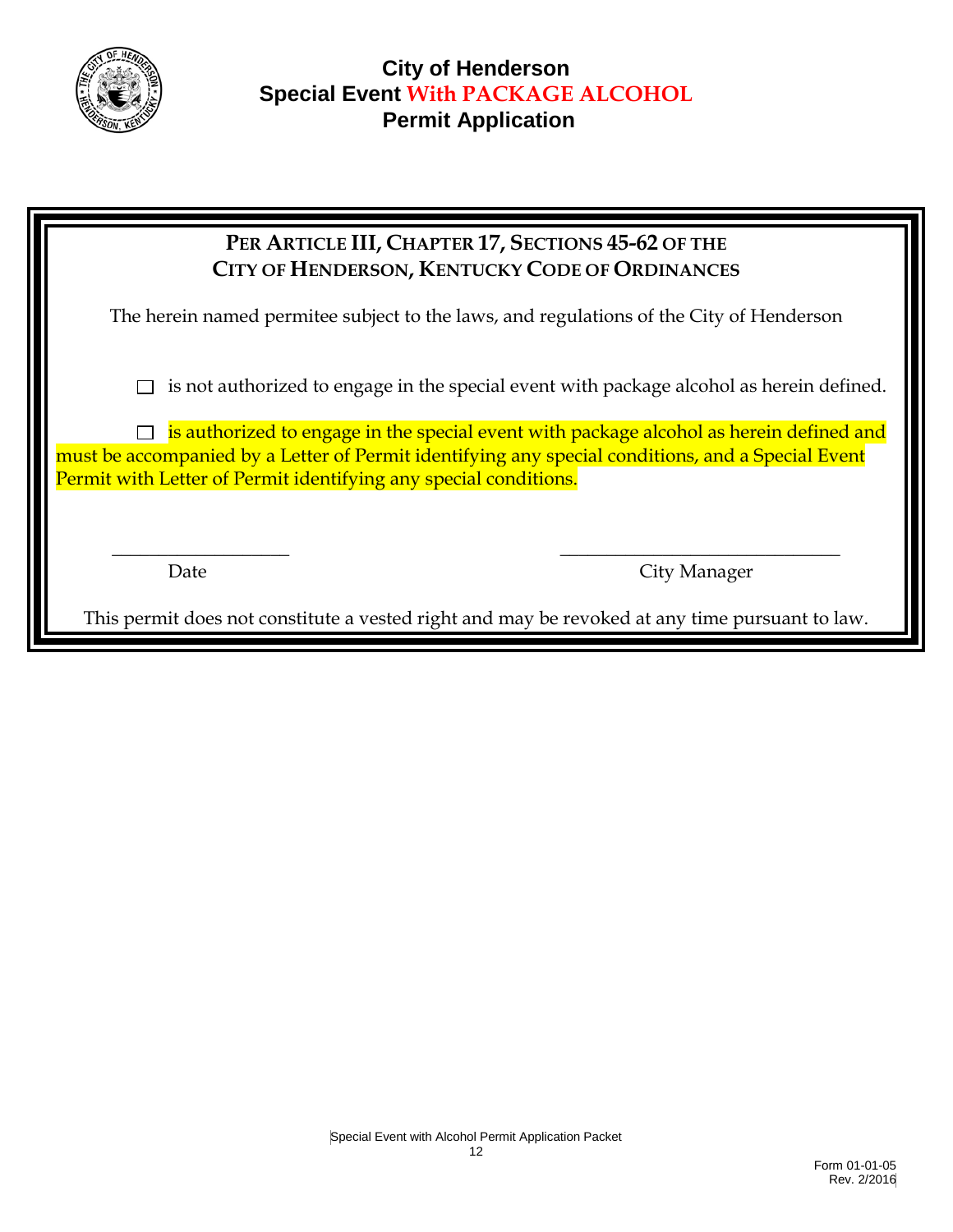# City of Henderson
# Special Event With PACKAGE ALCOHOL
# Permit Application

**PER ARTICLE III, CHAPTER 17, SECTIONS 45-62 OF THE CITY OF HENDERSON, KENTUCKY CODE OF ORDINANCES**

The herein named permitee subject to the laws, and regulations of the City of Henderson

☐ is not authorized to engage in the special event with package alcohol as herein defined.

☐ is authorized to engage in the special event with package alcohol as herein defined and must be accompanied by a Letter of Permit identifying any special conditions, and a Special Event Permit with Letter of Permit identifying any special conditions.

\_\_\_\_\_\_\_\_\_\_\_\_\_\_\_\_\_\_\_\_ Date

\_\_\_\_\_\_\_\_\_\_\_\_\_\_\_\_\_\_\_\_\_\_\_\_\_\_\_\_\_\_ City Manager

This permit does not constitute a vested right and may be revoked at any time pursuant to law.

Form 01-01-05
Rev. 2/2016